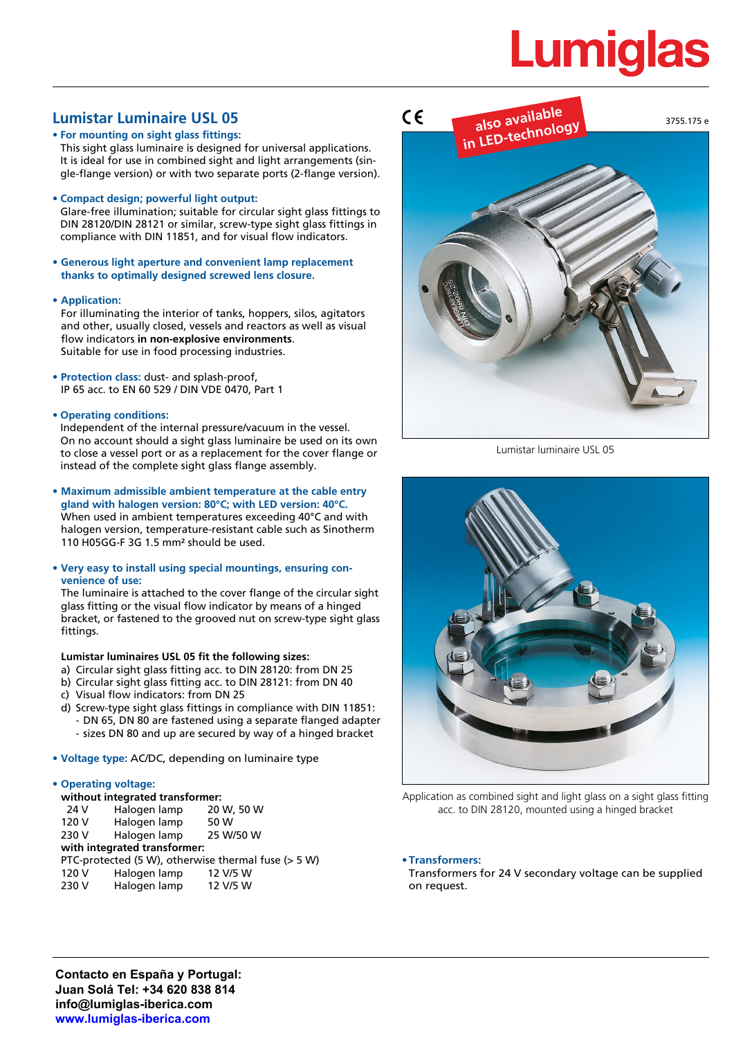Lumiglas

3755.175 e

# Lumistar Luminaire USL 05

- **For mounting on sight glass fittings:**
  This sight glass luminaire is designed for universal applications. It is ideal for use in combined sight and light arrangements (single-flange version) or with two separate ports (2-flange version).

- **Compact design; powerful light output:**
  Glare-free illumination; suitable for circular sight glass fittings to DIN 28120/DIN 28121 or similar, screw-type sight glass fittings in compliance with DIN 11851, and for visual flow indicators.

- **Generous light aperture and convenient lamp replacement thanks to optimally designed screwed lens closure.**

- **Application:**
  For illuminating the interior of tanks, hoppers, silos, agitators and other, usually closed, vessels and reactors as well as visual flow indicators **in non-explosive environments**.
  Suitable for use in food processing industries.

- **Protection class:** dust- and splash-proof,
  IP 65 acc. to EN 60 529 / DIN VDE 0470, Part 1

- **Operating conditions:**
  Independent of the internal pressure/vacuum in the vessel.
  On no account should a sight glass luminaire be used on its own to close a vessel port or as a replacement for the cover flange or instead of the complete sight glass flange assembly.

- **Maximum admissible ambient temperature at the cable entry gland with halogen version: 80°C; with LED version: 40°C.**
  When used in ambient temperatures exceeding 40°C and with halogen version, temperature-resistant cable such as Sinotherm 110 H05GG-F 3G 1.5 mm² should be used.

- **Very easy to install using special mountings, ensuring convenience of use:**
  The luminaire is attached to the cover flange of the circular sight glass fitting or the visual flow indicator by means of a hinged bracket, or fastened to the grooved nut on screw-type sight glass fittings.

  **Lumistar luminaires USL 05 fit the following sizes:**
  a) Circular sight glass fitting acc. to DIN 28120: from DN 25
  b) Circular sight glass fitting acc. to DIN 28121: from DN 40
  c) Visual flow indicators: from DN 25
  d) Screw-type sight glass fittings in compliance with DIN 11851:
  - DN 65, DN 80 are fastened using a separate flanged adapter
  - sizes DN 80 and up are secured by way of a hinged bracket

- **Voltage type:** AC/DC, depending on luminaire type

- **Operating voltage:**

  **without integrated transformer:**

  | | | |
  |---|---|---|
  | 24 V | Halogen lamp | 20 W, 50 W |
  | 120 V | Halogen lamp | 50 W |
  | 230 V | Halogen lamp | 25 W/50 W |

  **with integrated transformer:**
  PTC-protected (5 W), otherwise thermal fuse (> 5 W)

  | | | |
  |---|---|---|
  | 120 V | Halogen lamp | 12 V/5 W |
  | 230 V | Halogen lamp | 12 V/5 W |

also available in LED-technology

Lumistar luminaire USL 05

Application as combined sight and light glass on a sight glass fitting acc. to DIN 28120, mounted using a hinged bracket

- **Transformers:**
  Transformers for 24 V secondary voltage can be supplied on request.

**Contacto en España y Portugal:**
**Juan Solá Tel: +34 620 838 814**
**info@lumiglas-iberica.com**
**www.lumiglas-iberica.com**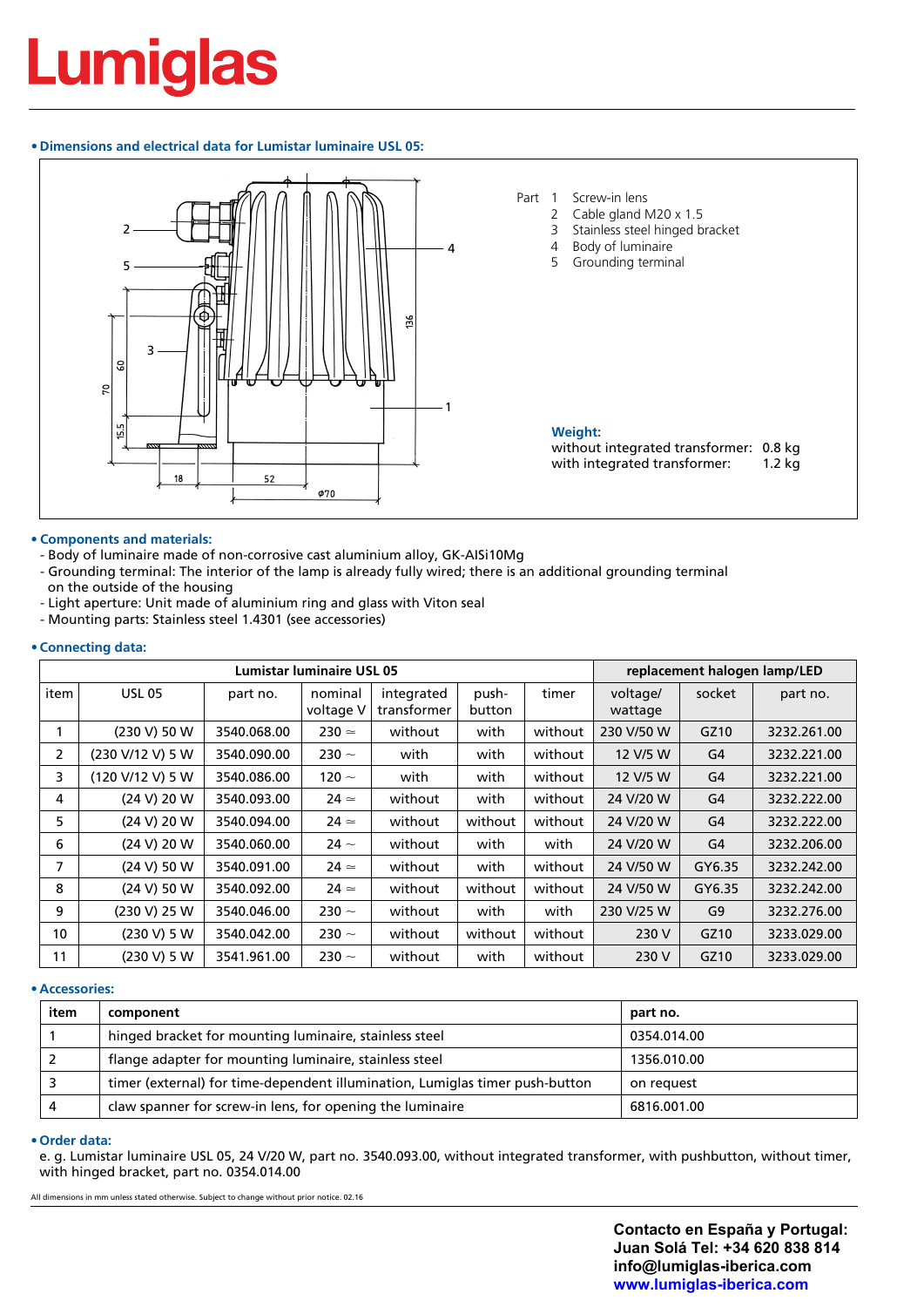# Lumiglas

**• Dimensions and electrical data for Lumistar luminaire USL 05:**

2
5
3
4
1
136
70
60
15.5
18
52
⌀70

Part 1 Screw-in lens
2 Cable gland M20 x 1.5
3 Stainless steel hinged bracket
4 Body of luminaire
5 Grounding terminal

**Weight:**
without integrated transformer: 0.8 kg
with integrated transformer: 1.2 kg

**• Components and materials:**

- Body of luminaire made of non-corrosive cast aluminium alloy, GK-AlSi10Mg
- Grounding terminal: The interior of the lamp is already fully wired; there is an additional grounding terminal on the outside of the housing
- Light aperture: Unit made of aluminium ring and glass with Viton seal
- Mounting parts: Stainless steel 1.4301 (see accessories)

**• Connecting data:**

| Lumistar luminaire USL 05 | | | | | | | replacement halogen lamp/LED | | |
|---|---|---|---|---|---|---|---|---|---|
| item | USL 05 | part no. | nominal voltage V | integrated transformer | push-button | timer | voltage/ wattage | socket | part no. |
| 1 | (230 V) 50 W | 3540.068.00 | 230 ≃ | without | with | without | 230 V/50 W | GZ10 | 3232.261.00 |
| 2 | (230 V/12 V) 5 W | 3540.090.00 | 230 ~ | with | with | without | 12 V/5 W | G4 | 3232.221.00 |
| 3 | (120 V/12 V) 5 W | 3540.086.00 | 120 ~ | with | with | without | 12 V/5 W | G4 | 3232.221.00 |
| 4 | (24 V) 20 W | 3540.093.00 | 24 ≃ | without | with | without | 24 V/20 W | G4 | 3232.222.00 |
| 5 | (24 V) 20 W | 3540.094.00 | 24 ≃ | without | without | without | 24 V/20 W | G4 | 3232.222.00 |
| 6 | (24 V) 20 W | 3540.060.00 | 24 ~ | without | with | with | 24 V/20 W | G4 | 3232.206.00 |
| 7 | (24 V) 50 W | 3540.091.00 | 24 ≃ | without | with | without | 24 V/50 W | GY6.35 | 3232.242.00 |
| 8 | (24 V) 50 W | 3540.092.00 | 24 ≃ | without | without | without | 24 V/50 W | GY6.35 | 3232.242.00 |
| 9 | (230 V) 25 W | 3540.046.00 | 230 ~ | without | with | with | 230 V/25 W | G9 | 3232.276.00 |
| 10 | (230 V) 5 W | 3540.042.00 | 230 ~ | without | without | without | 230 V | GZ10 | 3233.029.00 |
| 11 | (230 V) 5 W | 3541.961.00 | 230 ~ | without | with | without | 230 V | GZ10 | 3233.029.00 |

**• Accessories:**

| item | component | part no. |
|---|---|---|
| 1 | hinged bracket for mounting luminaire, stainless steel | 0354.014.00 |
| 2 | flange adapter for mounting luminaire, stainless steel | 1356.010.00 |
| 3 | timer (external) for time-dependent illumination, Lumiglas timer push-button | on request |
| 4 | claw spanner for screw-in lens, for opening the luminaire | 6816.001.00 |

**• Order data:**

e. g. Lumistar luminaire USL 05, 24 V/20 W, part no. 3540.093.00, without integrated transformer, with pushbutton, without timer, with hinged bracket, part no. 0354.014.00

All dimensions in mm unless stated otherwise. Subject to change without prior notice. 02.16

**Contacto en España y Portugal:**
**Juan Solá Tel: +34 620 838 814**
**info@lumiglas-iberica.com**
**www.lumiglas-iberica.com**